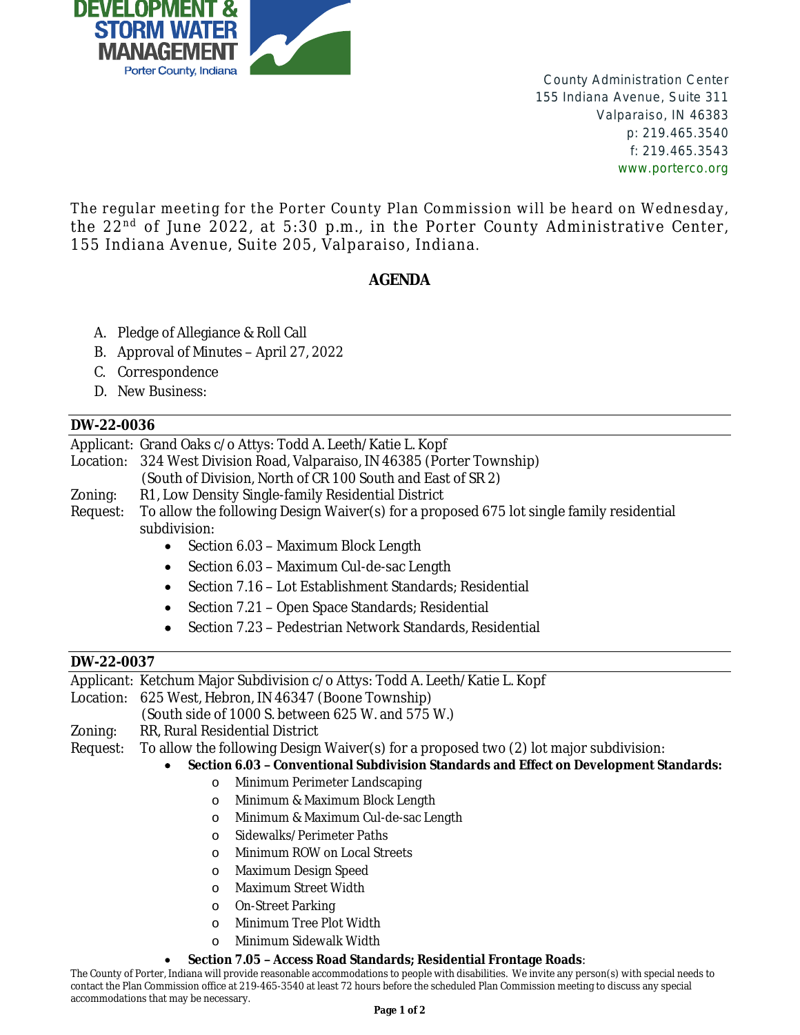DEVELOPMENT & STORM WATER MANAGEMENT
Porter County, Indiana

County Administration Center
155 Indiana Avenue, Suite 311
Valparaiso, IN 46383
p: 219.465.3540
f: 219.465.3543
www.porterco.org

The regular meeting for the Porter County Plan Commission will be heard on Wednesday, the 22nd of June 2022, at 5:30 p.m., in the Porter County Administrative Center, 155 Indiana Avenue, Suite 205, Valparaiso, Indiana.

## AGENDA

A. Pledge of Allegiance & Roll Call
B. Approval of Minutes – April 27, 2022
C. Correspondence
D. New Business:

### DW-22-0036

Applicant: Grand Oaks c/o Attys: Todd A. Leeth/Katie L. Kopf
Location: 324 West Division Road, Valparaiso, IN 46385 (Porter Township)
(South of Division, North of CR 100 South and East of SR 2)
Zoning: R1, Low Density Single-family Residential District
Request: To allow the following Design Waiver(s) for a proposed 675 lot single family residential subdivision:

- Section 6.03 – Maximum Block Length
- Section 6.03 – Maximum Cul-de-sac Length
- Section 7.16 – Lot Establishment Standards; Residential
- Section 7.21 – Open Space Standards; Residential
- Section 7.23 – Pedestrian Network Standards, Residential

### DW-22-0037

Applicant: Ketchum Major Subdivision c/o Attys: Todd A. Leeth/Katie L. Kopf
Location: 625 West, Hebron, IN 46347 (Boone Township)
(South side of 1000 S. between 625 W. and 575 W.)
Zoning: RR, Rural Residential District
Request: To allow the following Design Waiver(s) for a proposed two (2) lot major subdivision:

- **Section 6.03 – Conventional Subdivision Standards and Effect on Development Standards:**
  - Minimum Perimeter Landscaping
  - Minimum & Maximum Block Length
  - Minimum & Maximum Cul-de-sac Length
  - Sidewalks/Perimeter Paths
  - Minimum ROW on Local Streets
  - Maximum Design Speed
  - Maximum Street Width
  - On-Street Parking
  - Minimum Tree Plot Width
  - Minimum Sidewalk Width
- **Section 7.05 – Access Road Standards; Residential Frontage Roads**:

The County of Porter, Indiana will provide reasonable accommodations to people with disabilities. We invite any person(s) with special needs to contact the Plan Commission office at 219-465-3540 at least 72 hours before the scheduled Plan Commission meeting to discuss any special accommodations that may be necessary.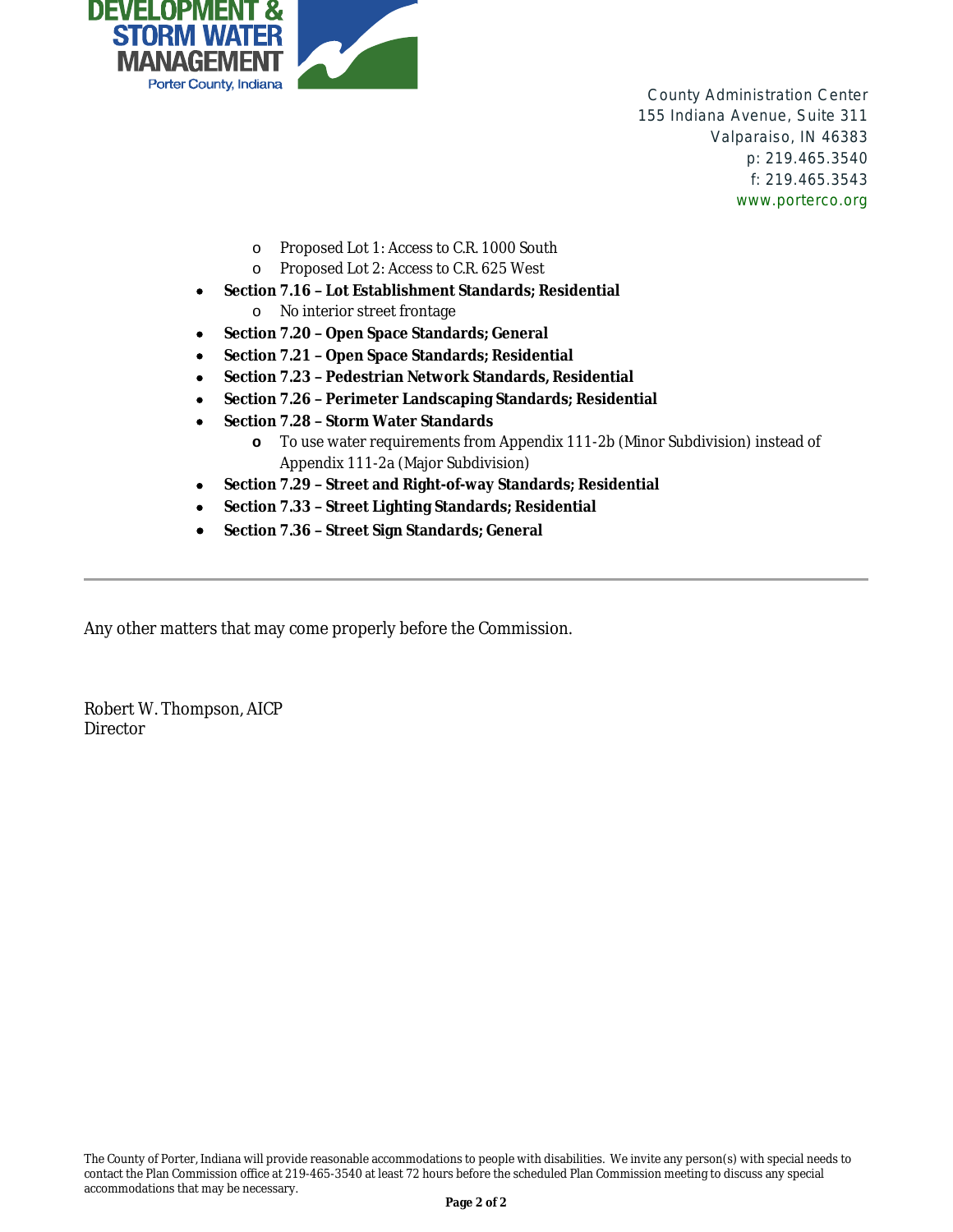DEVELOPMENT & STORM WATER MANAGEMENT
Porter County, Indiana

County Administration Center
155 Indiana Avenue, Suite 311
Valparaiso, IN 46383
p: 219.465.3540
f: 219.465.3543
www.porterco.org

- Proposed Lot 1: Access to C.R. 1000 South
    - Proposed Lot 2: Access to C.R. 625 West
- **Section 7.16 – Lot Establishment Standards; Residential**
    - No interior street frontage
- **Section 7.20 – Open Space Standards; General**
- **Section 7.21 – Open Space Standards; Residential**
- **Section 7.23 – Pedestrian Network Standards, Residential**
- **Section 7.26 – Perimeter Landscaping Standards; Residential**
- **Section 7.28 – Storm Water Standards**
    - To use water requirements from Appendix 111-2b (Minor Subdivision) instead of Appendix 111-2a (Major Subdivision)
- **Section 7.29 – Street and Right-of-way Standards; Residential**
- **Section 7.33 – Street Lighting Standards; Residential**
- **Section 7.36 – Street Sign Standards; General**

---

Any other matters that may come properly before the Commission.

Robert W. Thompson, AICP
Director

The County of Porter, Indiana will provide reasonable accommodations to people with disabilities. We invite any person(s) with special needs to contact the Plan Commission office at 219-465-3540 at least 72 hours before the scheduled Plan Commission meeting to discuss any special accommodations that may be necessary.